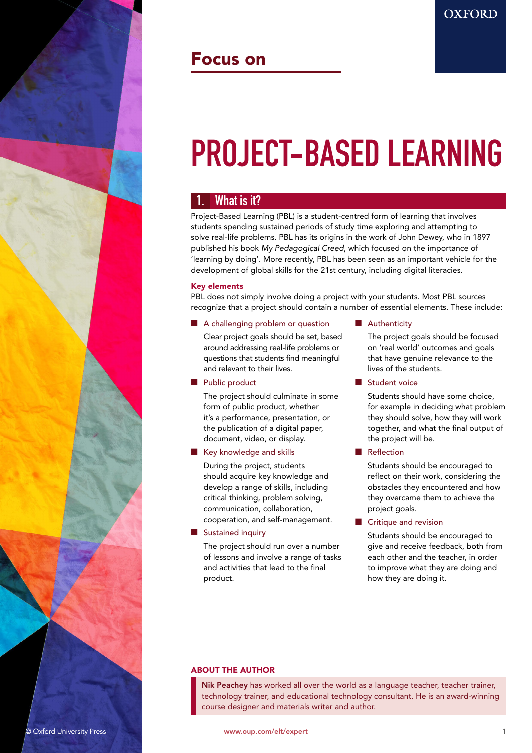## Focus on

# PROJECT-BASED LEARNING

## 1. What is it?

Project-Based Learning (PBL) is a student-centred form of learning that involves students spending sustained periods of study time exploring and attempting to solve real-life problems. PBL has its origins in the work of John Dewey, who in 1897 published his book *My Pedagogical Creed*, which focused on the importance of 'learning by doing'. More recently, PBL has been seen as an important vehicle for the development of global skills for the 21st century, including digital literacies.

### Key elements

PBL does not simply involve doing a project with your students. Most PBL sources recognize that a project should contain a number of essential elements. These include:

- **A challenging problem or question**
  Clear project goals should be set, based around addressing real-life problems or questions that students find meaningful and relevant to their lives.
- **Public product**
  The project should culminate in some form of public product, whether it's a performance, presentation, or the publication of a digital paper, document, video, or display.
- **Key knowledge and skills**
  During the project, students should acquire key knowledge and develop a range of skills, including critical thinking, problem solving, communication, collaboration, cooperation, and self-management.
- **Sustained inquiry**
  The project should run over a number of lessons and involve a range of tasks and activities that lead to the final product.
- **Authenticity**
  The project goals should be focused on 'real world' outcomes and goals that have genuine relevance to the lives of the students.
- **Student voice**
  Students should have some choice, for example in deciding what problem they should solve, how they will work together, and what the final output of the project will be.
- **Reflection**
  Students should be encouraged to reflect on their work, considering the obstacles they encountered and how they overcame them to achieve the project goals.
- **Critique and revision**
  Students should be encouraged to give and receive feedback, both from each other and the teacher, in order to improve what they are doing and how they are doing it.

### ABOUT THE AUTHOR

**Nik Peachey** has worked all over the world as a language teacher, teacher trainer, technology trainer, and educational technology consultant. He is an award-winning course designer and materials writer and author.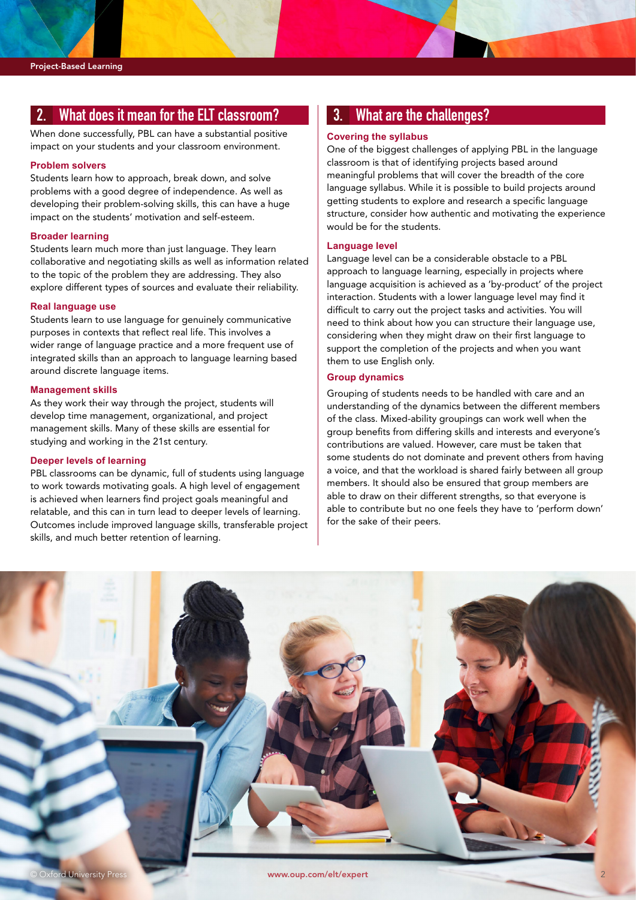## 2. What does it mean for the ELT classroom?

When done successfully, PBL can have a substantial positive impact on your students and your classroom environment.

### Problem solvers

Students learn how to approach, break down, and solve problems with a good degree of independence. As well as developing their problem-solving skills, this can have a huge impact on the students' motivation and self-esteem.

### Broader learning

Students learn much more than just language. They learn collaborative and negotiating skills as well as information related to the topic of the problem they are addressing. They also explore different types of sources and evaluate their reliability.

### Real language use

Students learn to use language for genuinely communicative purposes in contexts that reflect real life. This involves a wider range of language practice and a more frequent use of integrated skills than an approach to language learning based around discrete language items.

### Management skills

As they work their way through the project, students will develop time management, organizational, and project management skills. Many of these skills are essential for studying and working in the 21st century.

### Deeper levels of learning

PBL classrooms can be dynamic, full of students using language to work towards motivating goals. A high level of engagement is achieved when learners find project goals meaningful and relatable, and this can in turn lead to deeper levels of learning. Outcomes include improved language skills, transferable project skills, and much better retention of learning.

## 3. What are the challenges?

### Covering the syllabus

One of the biggest challenges of applying PBL in the language classroom is that of identifying projects based around meaningful problems that will cover the breadth of the core language syllabus. While it is possible to build projects around getting students to explore and research a specific language structure, consider how authentic and motivating the experience would be for the students.

### Language level

Language level can be a considerable obstacle to a PBL approach to language learning, especially in projects where language acquisition is achieved as a 'by-product' of the project interaction. Students with a lower language level may find it difficult to carry out the project tasks and activities. You will need to think about how you can structure their language use, considering when they might draw on their first language to support the completion of the projects and when you want them to use English only.

### Group dynamics

Grouping of students needs to be handled with care and an understanding of the dynamics between the different members of the class. Mixed-ability groupings can work well when the group benefits from differing skills and interests and everyone's contributions are valued. However, care must be taken that some students do not dominate and prevent others from having a voice, and that the workload is shared fairly between all group members. It should also be ensured that group members are able to draw on their different strengths, so that everyone is able to contribute but no one feels they have to 'perform down' for the sake of their peers.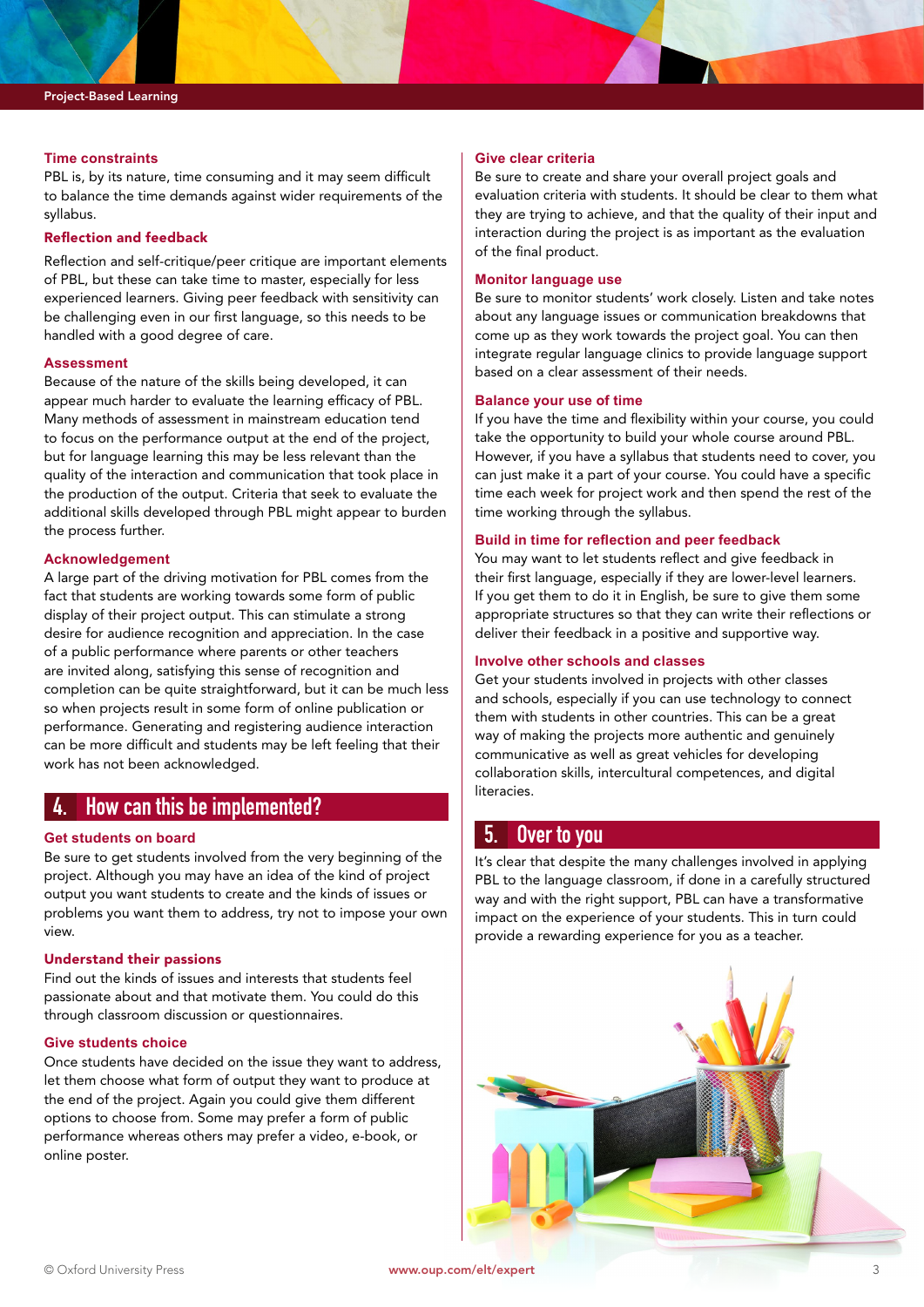### Time constraints

PBL is, by its nature, time consuming and it may seem difficult to balance the time demands against wider requirements of the syllabus.

### Reflection and feedback

Reflection and self-critique/peer critique are important elements of PBL, but these can take time to master, especially for less experienced learners. Giving peer feedback with sensitivity can be challenging even in our first language, so this needs to be handled with a good degree of care.

### Assessment

Because of the nature of the skills being developed, it can appear much harder to evaluate the learning efficacy of PBL. Many methods of assessment in mainstream education tend to focus on the performance output at the end of the project, but for language learning this may be less relevant than the quality of the interaction and communication that took place in the production of the output. Criteria that seek to evaluate the additional skills developed through PBL might appear to burden the process further.

### Acknowledgement

A large part of the driving motivation for PBL comes from the fact that students are working towards some form of public display of their project output. This can stimulate a strong desire for audience recognition and appreciation. In the case of a public performance where parents or other teachers are invited along, satisfying this sense of recognition and completion can be quite straightforward, but it can be much less so when projects result in some form of online publication or performance. Generating and registering audience interaction can be more difficult and students may be left feeling that their work has not been acknowledged.

## 4. How can this be implemented?

### Get students on board

Be sure to get students involved from the very beginning of the project. Although you may have an idea of the kind of project output you want students to create and the kinds of issues or problems you want them to address, try not to impose your own view.

### Understand their passions

Find out the kinds of issues and interests that students feel passionate about and that motivate them. You could do this through classroom discussion or questionnaires.

### Give students choice

Once students have decided on the issue they want to address, let them choose what form of output they want to produce at the end of the project. Again you could give them different options to choose from. Some may prefer a form of public performance whereas others may prefer a video, e-book, or online poster.

### Give clear criteria

Be sure to create and share your overall project goals and evaluation criteria with students. It should be clear to them what they are trying to achieve, and that the quality of their input and interaction during the project is as important as the evaluation of the final product.

### Monitor language use

Be sure to monitor students' work closely. Listen and take notes about any language issues or communication breakdowns that come up as they work towards the project goal. You can then integrate regular language clinics to provide language support based on a clear assessment of their needs.

### Balance your use of time

If you have the time and flexibility within your course, you could take the opportunity to build your whole course around PBL. However, if you have a syllabus that students need to cover, you can just make it a part of your course. You could have a specific time each week for project work and then spend the rest of the time working through the syllabus.

### Build in time for reflection and peer feedback

You may want to let students reflect and give feedback in their first language, especially if they are lower-level learners. If you get them to do it in English, be sure to give them some appropriate structures so that they can write their reflections or deliver their feedback in a positive and supportive way.

### Involve other schools and classes

Get your students involved in projects with other classes and schools, especially if you can use technology to connect them with students in other countries. This can be a great way of making the projects more authentic and genuinely communicative as well as great vehicles for developing collaboration skills, intercultural competences, and digital literacies.

## 5. Over to you

It's clear that despite the many challenges involved in applying PBL to the language classroom, if done in a carefully structured way and with the right support, PBL can have a transformative impact on the experience of your students. This in turn could provide a rewarding experience for you as a teacher.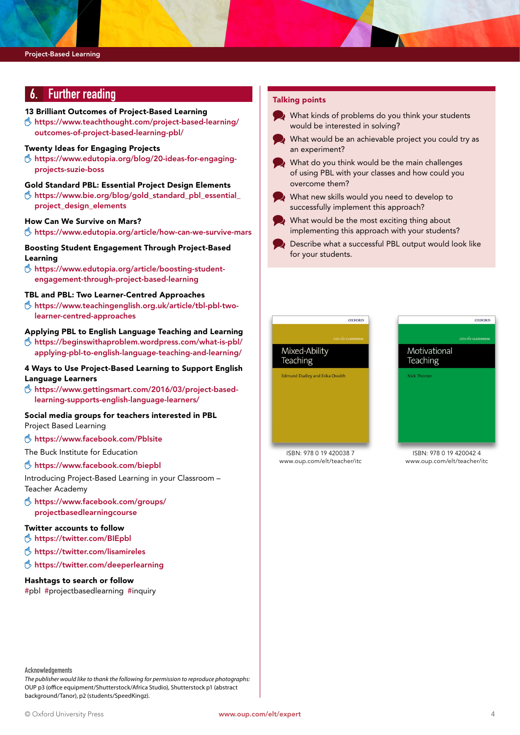## 6. Further reading

**13 Brilliant Outcomes of Project-Based Learning**
https://www.teachthought.com/project-based-learning/outcomes-of-project-based-learning-pbl/

**Twenty Ideas for Engaging Projects**
https://www.edutopia.org/blog/20-ideas-for-engaging-projects-suzie-boss

**Gold Standard PBL: Essential Project Design Elements**
https://www.bie.org/blog/gold_standard_pbl_essential_project_design_elements

**How Can We Survive on Mars?**
https://www.edutopia.org/article/how-can-we-survive-mars

**Boosting Student Engagement Through Project-Based Learning**
https://www.edutopia.org/article/boosting-student-engagement-through-project-based-learning

**TBL and PBL: Two Learner-Centred Approaches**
https://www.teachingenglish.org.uk/article/tbl-pbl-two-learner-centred-approaches

**Applying PBL to English Language Teaching and Learning**
https://beginswithaproblem.wordpress.com/what-is-pbl/applying-pbl-to-english-language-teaching-and-learning/

**4 Ways to Use Project-Based Learning to Support English Language Learners**
https://www.gettingsmart.com/2016/03/project-based-learning-supports-english-language-learners/

**Social media groups for teachers interested in PBL**

Project Based Learning
https://www.facebook.com/Pblsite

The Buck Institute for Education
https://www.facebook.com/biepbl

Introducing Project-Based Learning in your Classroom – Teacher Academy
https://www.facebook.com/groups/projectbasedlearningcourse

**Twitter accounts to follow**
https://twitter.com/BIEpbl
https://twitter.com/lisamireles
https://twitter.com/deeperlearning

**Hashtags to search or follow**
#pbl #projectbasedlearning #inquiry

### Talking points

- What kinds of problems do you think your students would be interested in solving?
- What would be an achievable project you could try as an experiment?
- What do you think would be the main challenges of using PBL with your classes and how could you overcome them?
- What new skills would you need to develop to successfully implement this approach?
- What would be the most exciting thing about implementing this approach with your students?
- Describe what a successful PBL output would look like for your students.

OXFORD
*into the* CLASSROOM
Mixed-Ability Teaching
Edmund Dudley and Erika Osváth

ISBN: 978 0 19 420038 7
www.oup.com/elt/teacher/itc

OXFORD
*into the* CLASSROOM
Motivational Teaching
Nick Thorner

ISBN: 978 0 19 420042 4
www.oup.com/elt/teacher/itc

**Acknowledgements**

*The publisher would like to thank the following for permission to reproduce photographs:*
OUP p3 (office equipment/Shutterstock/Africa Studio), Shutterstock p1 (abstract background/Tanor), p2 (students/SpeedKingz).

© Oxford University Press www.oup.com/elt/expert